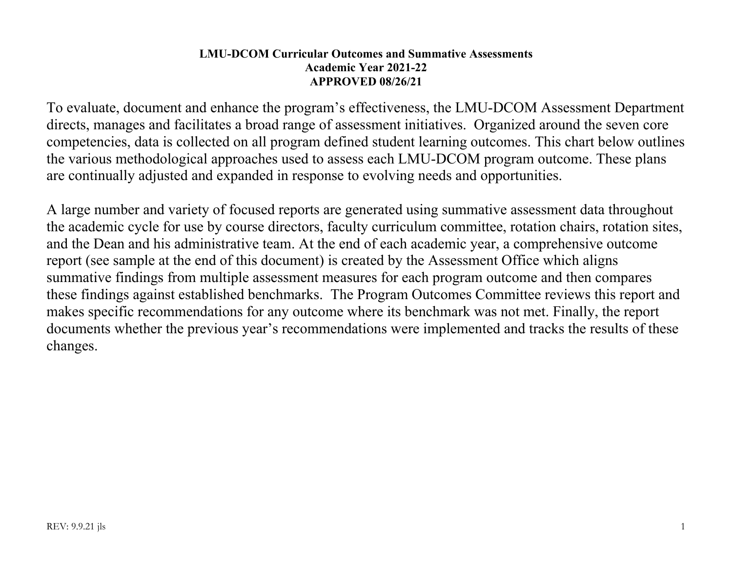# LMU-DCOM Curricular Outcomes and Summative Assessments
## Academic Year 2021-22
## APPROVED 08/26/21

To evaluate, document and enhance the program's effectiveness, the LMU-DCOM Assessment Department directs, manages and facilitates a broad range of assessment initiatives. Organized around the seven core competencies, data is collected on all program defined student learning outcomes. This chart below outlines the various methodological approaches used to assess each LMU-DCOM program outcome. These plans are continually adjusted and expanded in response to evolving needs and opportunities.

A large number and variety of focused reports are generated using summative assessment data throughout the academic cycle for use by course directors, faculty curriculum committee, rotation chairs, rotation sites, and the Dean and his administrative team. At the end of each academic year, a comprehensive outcome report (see sample at the end of this document) is created by the Assessment Office which aligns summative findings from multiple assessment measures for each program outcome and then compares these findings against established benchmarks. The Program Outcomes Committee reviews this report and makes specific recommendations for any outcome where its benchmark was not met. Finally, the report documents whether the previous year's recommendations were implemented and tracks the results of these changes.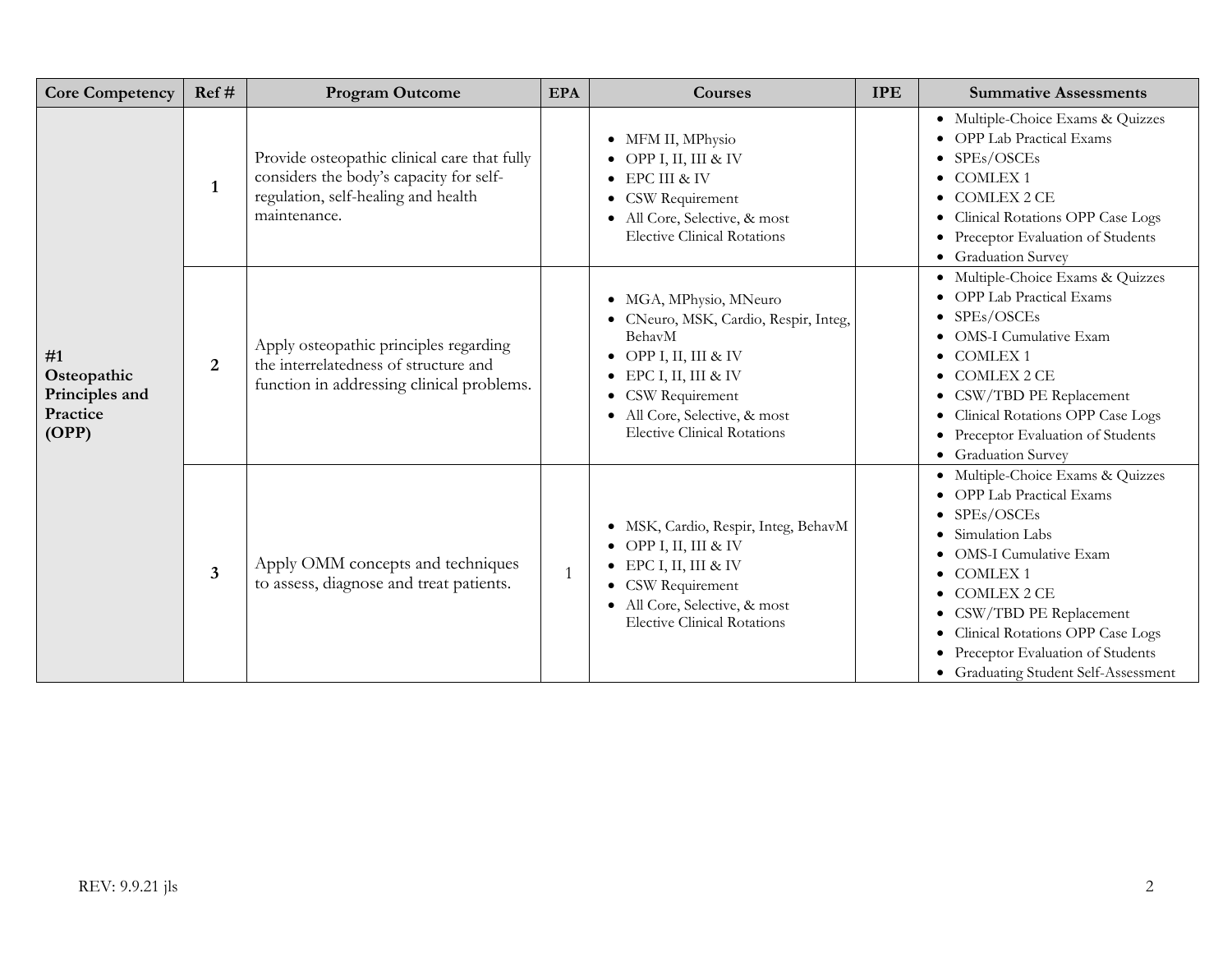| Core Competency | Ref # | Program Outcome | EPA | Courses | IPE | Summative Assessments |
|---|---|---|---|---|---|---|
| **#1 Osteopathic Principles and Practice (OPP)** | **1** | Provide osteopathic clinical care that fully considers the body's capacity for self-regulation, self-healing and health maintenance. | | • MFM II, MPhysio<br>• OPP I, II, III & IV<br>• EPC III & IV<br>• CSW Requirement<br>• All Core, Selective, & most Elective Clinical Rotations | | • Multiple-Choice Exams & Quizzes<br>• OPP Lab Practical Exams<br>• SPEs/OSCEs<br>• COMLEX 1<br>• COMLEX 2 CE<br>• Clinical Rotations OPP Case Logs<br>• Preceptor Evaluation of Students<br>• Graduation Survey |
| | **2** | Apply osteopathic principles regarding the interrelatedness of structure and function in addressing clinical problems. | | • MGA, MPhysio, MNeuro<br>• CNeuro, MSK, Cardio, Respir, Integ, BehavM<br>• OPP I, II, III & IV<br>• EPC I, II, III & IV<br>• CSW Requirement<br>• All Core, Selective, & most Elective Clinical Rotations | | • Multiple-Choice Exams & Quizzes<br>• OPP Lab Practical Exams<br>• SPEs/OSCEs<br>• OMS-I Cumulative Exam<br>• COMLEX 1<br>• COMLEX 2 CE<br>• CSW/TBD PE Replacement<br>• Clinical Rotations OPP Case Logs<br>• Preceptor Evaluation of Students<br>• Graduation Survey |
| | **3** | Apply OMM concepts and techniques to assess, diagnose and treat patients. | 1 | • MSK, Cardio, Respir, Integ, BehavM<br>• OPP I, II, III & IV<br>• EPC I, II, III & IV<br>• CSW Requirement<br>• All Core, Selective, & most Elective Clinical Rotations | | • Multiple-Choice Exams & Quizzes<br>• OPP Lab Practical Exams<br>• SPEs/OSCEs<br>• Simulation Labs<br>• OMS-I Cumulative Exam<br>• COMLEX 1<br>• COMLEX 2 CE<br>• CSW/TBD PE Replacement<br>• Clinical Rotations OPP Case Logs<br>• Preceptor Evaluation of Students<br>• Graduating Student Self-Assessment |

REV: 9.9.21 jls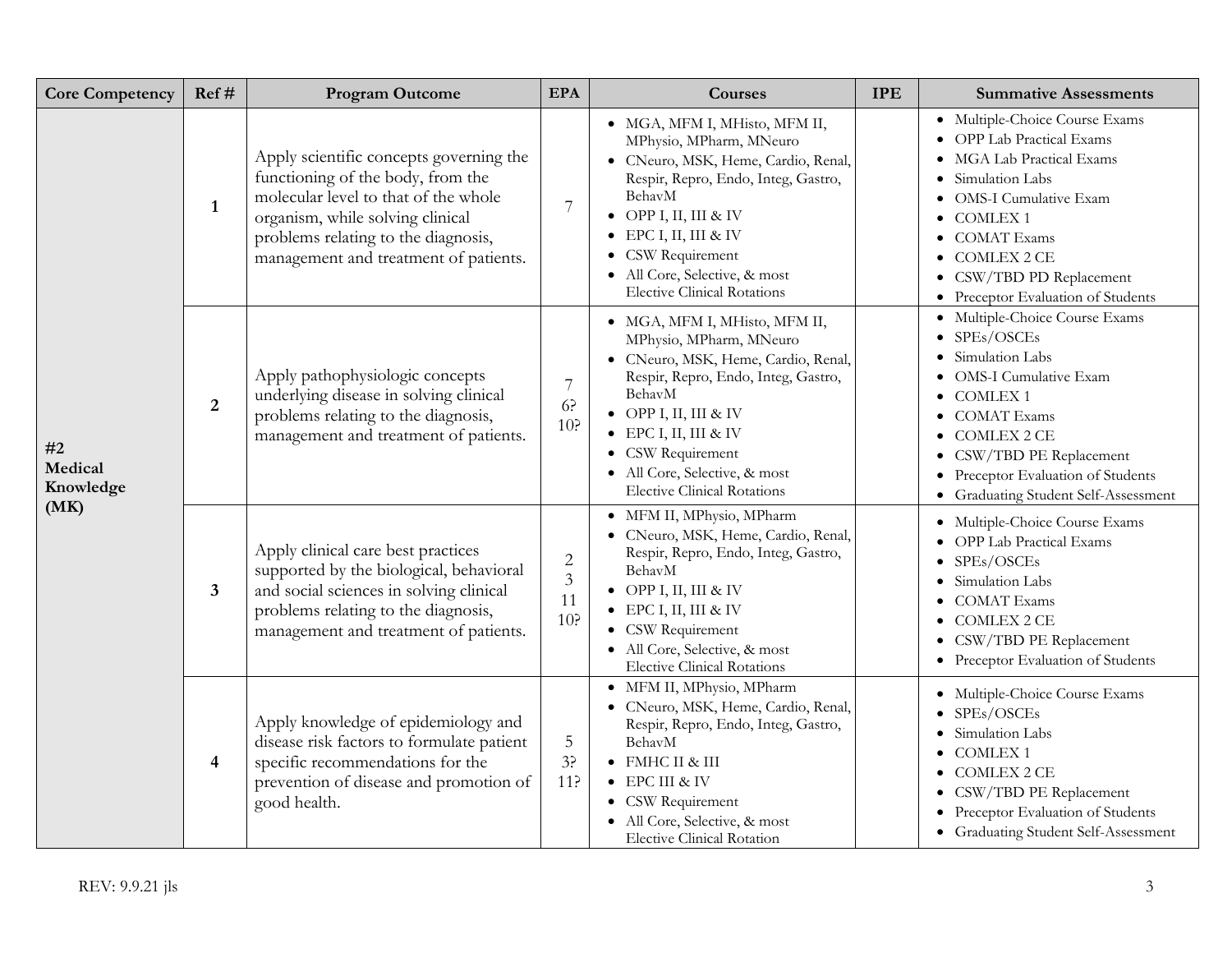| Core Competency | Ref # | Program Outcome | EPA | Courses | IPE | Summative Assessments |
|---|---|---|---|---|---|---|
| #2 Medical Knowledge (MK) | 1 | Apply scientific concepts governing the functioning of the body, from the molecular level to that of the whole organism, while solving clinical problems relating to the diagnosis, management and treatment of patients. | 7 | • MGA, MFM I, MHisto, MFM II, MPhysio, MPharm, MNeuro<br>• CNeuro, MSK, Heme, Cardio, Renal, Respir, Repro, Endo, Integ, Gastro, BehavM<br>• OPP I, II, III & IV<br>• EPC I, II, III & IV<br>• CSW Requirement<br>• All Core, Selective, & most Elective Clinical Rotations | | • Multiple-Choice Course Exams<br>• OPP Lab Practical Exams<br>• MGA Lab Practical Exams<br>• Simulation Labs<br>• OMS-I Cumulative Exam<br>• COMLEX 1<br>• COMAT Exams<br>• COMLEX 2 CE<br>• CSW/TBD PD Replacement<br>• Preceptor Evaluation of Students |
| | 2 | Apply pathophysiologic concepts underlying disease in solving clinical problems relating to the diagnosis, management and treatment of patients. | 7<br>6?<br>10? | • MGA, MFM I, MHisto, MFM II, MPhysio, MPharm, MNeuro<br>• CNeuro, MSK, Heme, Cardio, Renal, Respir, Repro, Endo, Integ, Gastro, BehavM<br>• OPP I, II, III & IV<br>• EPC I, II, III & IV<br>• CSW Requirement<br>• All Core, Selective, & most Elective Clinical Rotations | | • Multiple-Choice Course Exams<br>• SPEs/OSCEs<br>• Simulation Labs<br>• OMS-I Cumulative Exam<br>• COMLEX 1<br>• COMAT Exams<br>• COMLEX 2 CE<br>• CSW/TBD PE Replacement<br>• Preceptor Evaluation of Students<br>• Graduating Student Self-Assessment |
| | 3 | Apply clinical care best practices supported by the biological, behavioral and social sciences in solving clinical problems relating to the diagnosis, management and treatment of patients. | 2<br>3<br>11<br>10? | • MFM II, MPhysio, MPharm<br>• CNeuro, MSK, Heme, Cardio, Renal, Respir, Repro, Endo, Integ, Gastro, BehavM<br>• OPP I, II, III & IV<br>• EPC I, II, III & IV<br>• CSW Requirement<br>• All Core, Selective, & most Elective Clinical Rotations | | • Multiple-Choice Course Exams<br>• OPP Lab Practical Exams<br>• SPEs/OSCEs<br>• Simulation Labs<br>• COMAT Exams<br>• COMLEX 2 CE<br>• CSW/TBD PE Replacement<br>• Preceptor Evaluation of Students |
| | 4 | Apply knowledge of epidemiology and disease risk factors to formulate patient specific recommendations for the prevention of disease and promotion of good health. | 5<br>3?<br>11? | • MFM II, MPhysio, MPharm<br>• CNeuro, MSK, Heme, Cardio, Renal, Respir, Repro, Endo, Integ, Gastro, BehavM<br>• FMHC II & III<br>• EPC III & IV<br>• CSW Requirement<br>• All Core, Selective, & most Elective Clinical Rotation | | • Multiple-Choice Course Exams<br>• SPEs/OSCEs<br>• Simulation Labs<br>• COMLEX 1<br>• COMLEX 2 CE<br>• CSW/TBD PE Replacement<br>• Preceptor Evaluation of Students<br>• Graduating Student Self-Assessment |

REV: 9.9.21 jls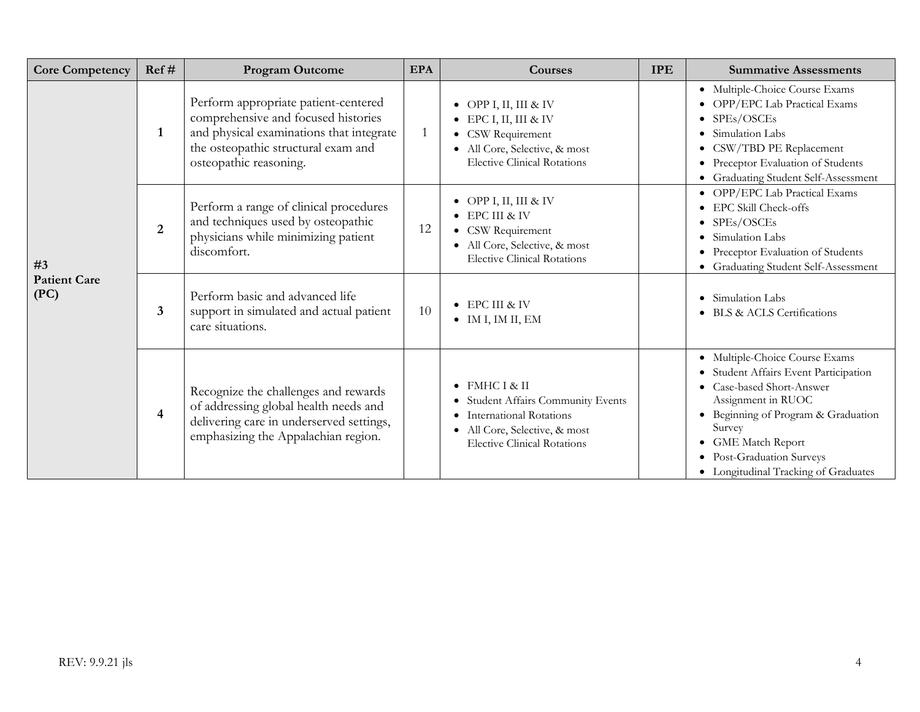| Core Competency | Ref # | Program Outcome | EPA | Courses | IPE | Summative Assessments |
|---|---|---|---|---|---|---|
| #3 Patient Care (PC) | 1 | Perform appropriate patient-centered comprehensive and focused histories and physical examinations that integrate the osteopathic structural exam and osteopathic reasoning. | 1 | • OPP I, II, III & IV<br>• EPC I, II, III & IV<br>• CSW Requirement<br>• All Core, Selective, & most Elective Clinical Rotations | | • Multiple-Choice Course Exams<br>• OPP/EPC Lab Practical Exams<br>• SPEs/OSCEs<br>• Simulation Labs<br>• CSW/TBD PE Replacement<br>• Preceptor Evaluation of Students<br>• Graduating Student Self-Assessment |
| | 2 | Perform a range of clinical procedures and techniques used by osteopathic physicians while minimizing patient discomfort. | 12 | • OPP I, II, III & IV<br>• EPC III & IV<br>• CSW Requirement<br>• All Core, Selective, & most Elective Clinical Rotations | | • OPP/EPC Lab Practical Exams<br>• EPC Skill Check-offs<br>• SPEs/OSCEs<br>• Simulation Labs<br>• Preceptor Evaluation of Students<br>• Graduating Student Self-Assessment |
| | 3 | Perform basic and advanced life support in simulated and actual patient care situations. | 10 | • EPC III & IV<br>• IM I, IM II, EM | | • Simulation Labs<br>• BLS & ACLS Certifications |
| | 4 | Recognize the challenges and rewards of addressing global health needs and delivering care in underserved settings, emphasizing the Appalachian region. | | • FMHC I & II<br>• Student Affairs Community Events<br>• International Rotations<br>• All Core, Selective, & most Elective Clinical Rotations | | • Multiple-Choice Course Exams<br>• Student Affairs Event Participation<br>• Case-based Short-Answer Assignment in RUOC<br>• Beginning of Program & Graduation Survey<br>• GME Match Report<br>• Post-Graduation Surveys<br>• Longitudinal Tracking of Graduates |

REV: 9.9.21 jls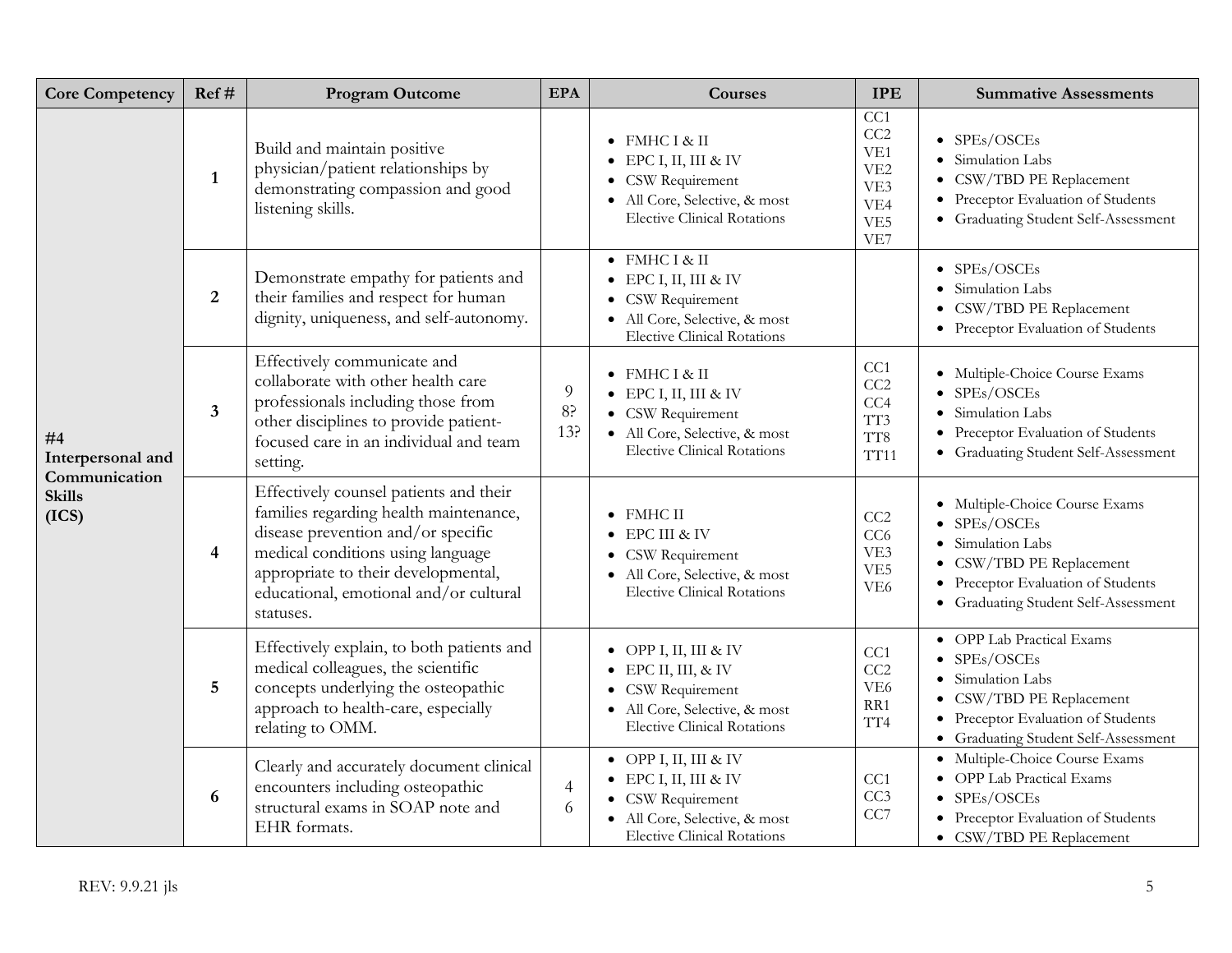| Core Competency | Ref # | Program Outcome | EPA | Courses | IPE | Summative Assessments |
|---|---|---|---|---|---|---|
| **#4 Interpersonal and Communication Skills (ICS)** | **1** | Build and maintain positive physician/patient relationships by demonstrating compassion and good listening skills. | | • FMHC I & II<br>• EPC I, II, III & IV<br>• CSW Requirement<br>• All Core, Selective, & most Elective Clinical Rotations | CC1<br>CC2<br>VE1<br>VE2<br>VE3<br>VE4<br>VE5<br>VE7 | • SPEs/OSCEs<br>• Simulation Labs<br>• CSW/TBD PE Replacement<br>• Preceptor Evaluation of Students<br>• Graduating Student Self-Assessment |
| | **2** | Demonstrate empathy for patients and their families and respect for human dignity, uniqueness, and self-autonomy. | | • FMHC I & II<br>• EPC I, II, III & IV<br>• CSW Requirement<br>• All Core, Selective, & most Elective Clinical Rotations | | • SPEs/OSCEs<br>• Simulation Labs<br>• CSW/TBD PE Replacement<br>• Preceptor Evaluation of Students |
| | **3** | Effectively communicate and collaborate with other health care professionals including those from other disciplines to provide patient-focused care in an individual and team setting. | 9<br>8?<br>13? | • FMHC I & II<br>• EPC I, II, III & IV<br>• CSW Requirement<br>• All Core, Selective, & most Elective Clinical Rotations | CC1<br>CC2<br>CC4<br>TT3<br>TT8<br>TT11 | • Multiple-Choice Course Exams<br>• SPEs/OSCEs<br>• Simulation Labs<br>• Preceptor Evaluation of Students<br>• Graduating Student Self-Assessment |
| | **4** | Effectively counsel patients and their families regarding health maintenance, disease prevention and/or specific medical conditions using language appropriate to their developmental, educational, emotional and/or cultural statuses. | | • FMHC II<br>• EPC III & IV<br>• CSW Requirement<br>• All Core, Selective, & most Elective Clinical Rotations | CC2<br>CC6<br>VE3<br>VE5<br>VE6 | • Multiple-Choice Course Exams<br>• SPEs/OSCEs<br>• Simulation Labs<br>• CSW/TBD PE Replacement<br>• Preceptor Evaluation of Students<br>• Graduating Student Self-Assessment |
| | **5** | Effectively explain, to both patients and medical colleagues, the scientific concepts underlying the osteopathic approach to health-care, especially relating to OMM. | | • OPP I, II, III & IV<br>• EPC II, III, & IV<br>• CSW Requirement<br>• All Core, Selective, & most Elective Clinical Rotations | CC1<br>CC2<br>VE6<br>RR1<br>TT4 | • OPP Lab Practical Exams<br>• SPEs/OSCEs<br>• Simulation Labs<br>• CSW/TBD PE Replacement<br>• Preceptor Evaluation of Students<br>• Graduating Student Self-Assessment |
| | **6** | Clearly and accurately document clinical encounters including osteopathic structural exams in SOAP note and EHR formats. | 4<br>6 | • OPP I, II, III & IV<br>• EPC I, II, III & IV<br>• CSW Requirement<br>• All Core, Selective, & most Elective Clinical Rotations | CC1<br>CC3<br>CC7 | • Multiple-Choice Course Exams<br>• OPP Lab Practical Exams<br>• SPEs/OSCEs<br>• Preceptor Evaluation of Students<br>• CSW/TBD PE Replacement |

REV: 9.9.21 jls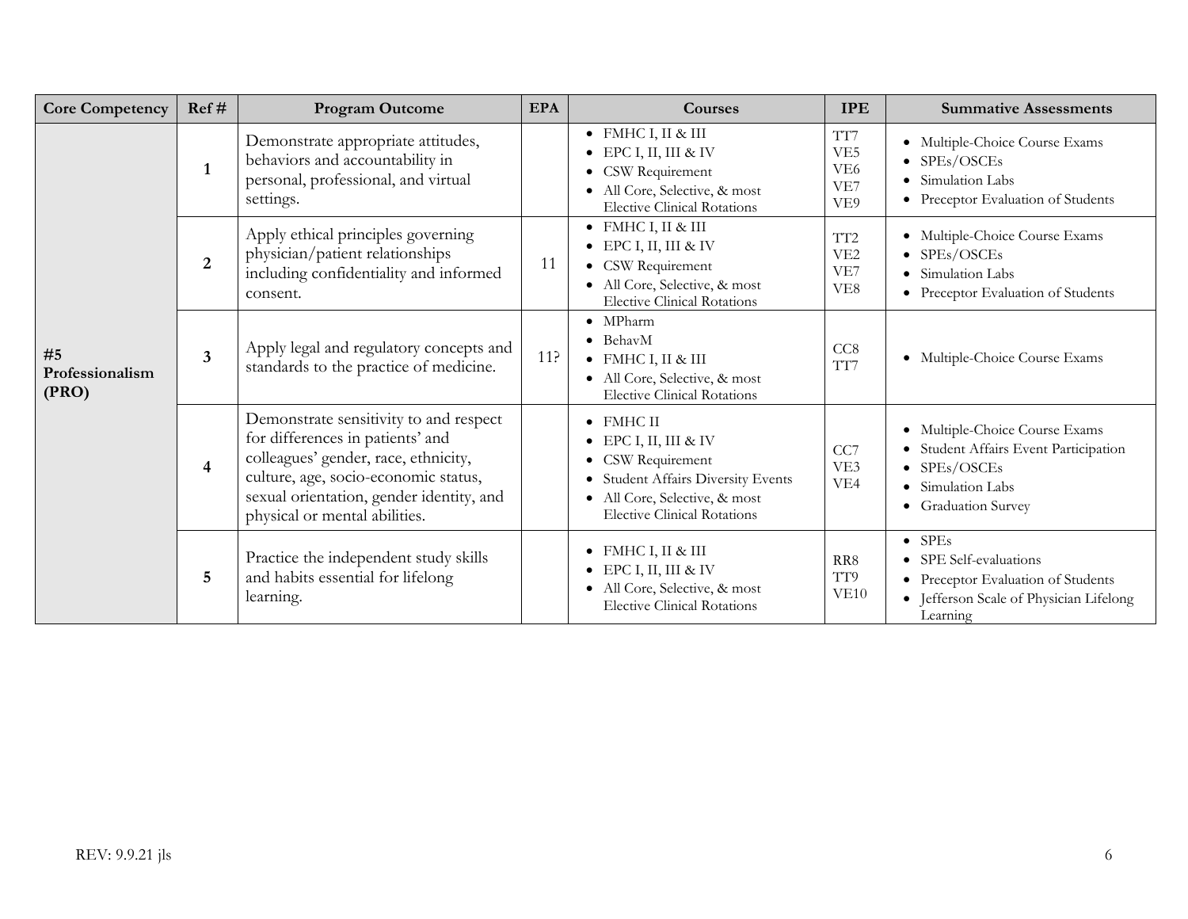| Core Competency | Ref # | Program Outcome | EPA | Courses | IPE | Summative Assessments |
|---|---|---|---|---|---|---|
| **#5 Professionalism (PRO)** | **1** | Demonstrate appropriate attitudes, behaviors and accountability in personal, professional, and virtual settings. | | • FMHC I, II & III<br>• EPC I, II, III & IV<br>• CSW Requirement<br>• All Core, Selective, & most Elective Clinical Rotations | TT7<br>VE5<br>VE6<br>VE7<br>VE9 | • Multiple-Choice Course Exams<br>• SPEs/OSCEs<br>• Simulation Labs<br>• Preceptor Evaluation of Students |
| | **2** | Apply ethical principles governing physician/patient relationships including confidentiality and informed consent. | 11 | • FMHC I, II & III<br>• EPC I, II, III & IV<br>• CSW Requirement<br>• All Core, Selective, & most Elective Clinical Rotations | TT2<br>VE2<br>VE7<br>VE8 | • Multiple-Choice Course Exams<br>• SPEs/OSCEs<br>• Simulation Labs<br>• Preceptor Evaluation of Students |
| | **3** | Apply legal and regulatory concepts and standards to the practice of medicine. | 11? | • MPharm<br>• BehavM<br>• FMHC I, II & III<br>• All Core, Selective, & most Elective Clinical Rotations | CC8<br>TT7 | • Multiple-Choice Course Exams |
| | **4** | Demonstrate sensitivity to and respect for differences in patients' and colleagues' gender, race, ethnicity, culture, age, socio-economic status, sexual orientation, gender identity, and physical or mental abilities. | | • FMHC II<br>• EPC I, II, III & IV<br>• CSW Requirement<br>• Student Affairs Diversity Events<br>• All Core, Selective, & most Elective Clinical Rotations | CC7<br>VE3<br>VE4 | • Multiple-Choice Course Exams<br>• Student Affairs Event Participation<br>• SPEs/OSCEs<br>• Simulation Labs<br>• Graduation Survey |
| | **5** | Practice the independent study skills and habits essential for lifelong learning. | | • FMHC I, II & III<br>• EPC I, II, III & IV<br>• All Core, Selective, & most Elective Clinical Rotations | RR8<br>TT9<br>VE10 | • SPEs<br>• SPE Self-evaluations<br>• Preceptor Evaluation of Students<br>• Jefferson Scale of Physician Lifelong Learning |

REV: 9.9.21 jls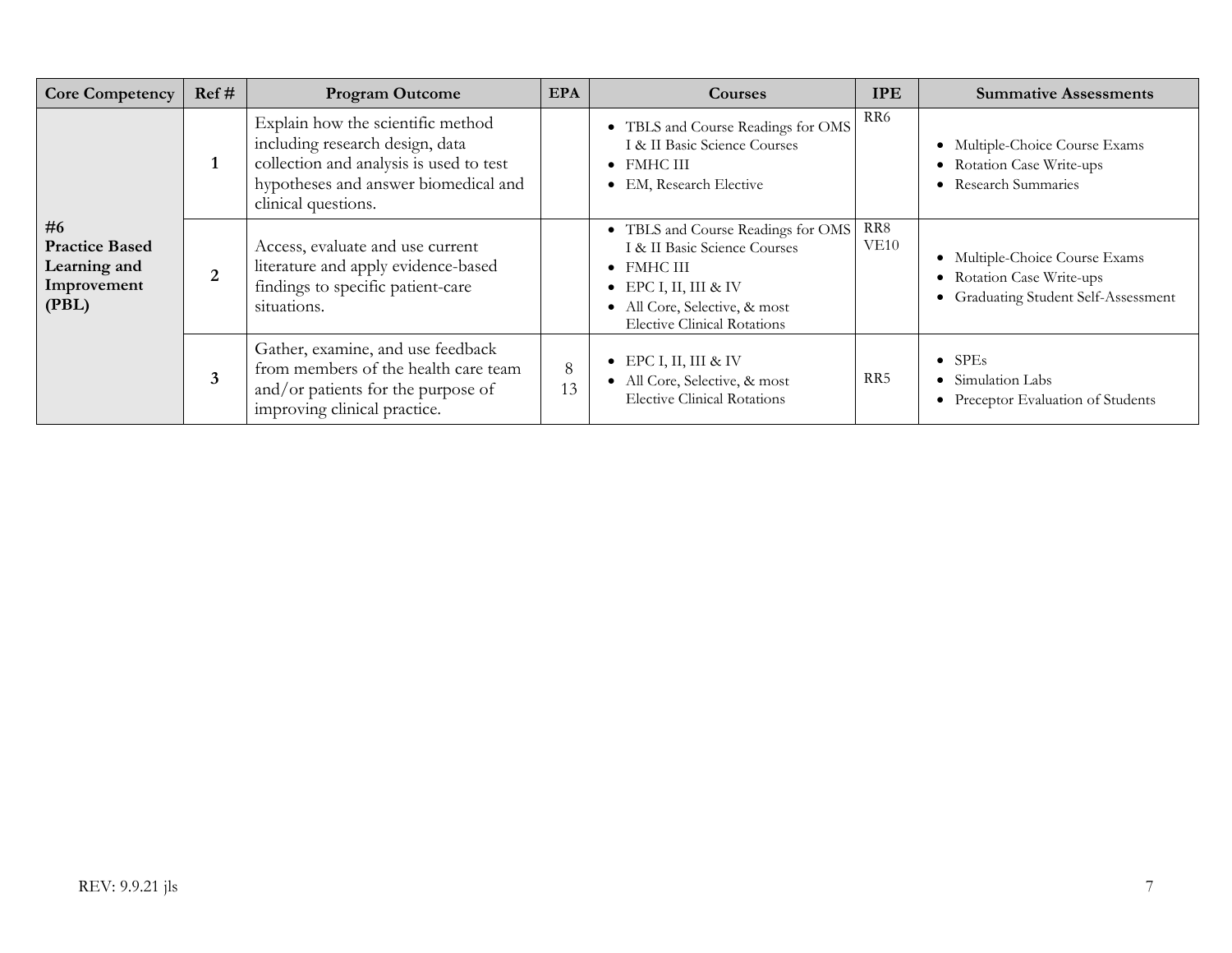| Core Competency | Ref # | Program Outcome | EPA | Courses | IPE | Summative Assessments |
|---|---|---|---|---|---|---|
| **#6 Practice Based Learning and Improvement (PBL)** | **1** | Explain how the scientific method including research design, data collection and analysis is used to test hypotheses and answer biomedical and clinical questions. | | • TBLS and Course Readings for OMS I & II Basic Science Courses<br>• FMHC III<br>• EM, Research Elective | RR6 | • Multiple-Choice Course Exams<br>• Rotation Case Write-ups<br>• Research Summaries |
| | **2** | Access, evaluate and use current literature and apply evidence-based findings to specific patient-care situations. | | • TBLS and Course Readings for OMS I & II Basic Science Courses<br>• FMHC III<br>• EPC I, II, III & IV<br>• All Core, Selective, & most Elective Clinical Rotations | RR8<br>VE10 | • Multiple-Choice Course Exams<br>• Rotation Case Write-ups<br>• Graduating Student Self-Assessment |
| | **3** | Gather, examine, and use feedback from members of the health care team and/or patients for the purpose of improving clinical practice. | 8<br>13 | • EPC I, II, III & IV<br>• All Core, Selective, & most Elective Clinical Rotations | RR5 | • SPEs<br>• Simulation Labs<br>• Preceptor Evaluation of Students |

REV: 9.9.21 jls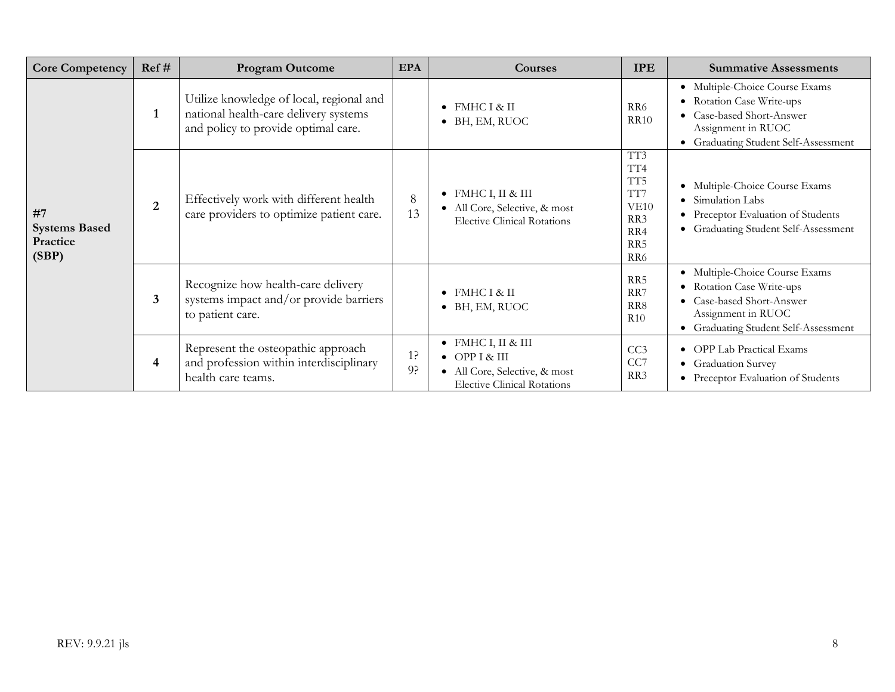| Core Competency | Ref # | Program Outcome | EPA | Courses | IPE | Summative Assessments |
|---|---|---|---|---|---|---|
| **#7 Systems Based Practice (SBP)** | **1** | Utilize knowledge of local, regional and national health-care delivery systems and policy to provide optimal care. | | • FMHC I & II<br>• BH, EM, RUOC | RR6<br>RR10 | • Multiple-Choice Course Exams<br>• Rotation Case Write-ups<br>• Case-based Short-Answer Assignment in RUOC<br>• Graduating Student Self-Assessment |
| | **2** | Effectively work with different health care providers to optimize patient care. | 8<br>13 | • FMHC I, II & III<br>• All Core, Selective, & most Elective Clinical Rotations | TT3<br>TT4<br>TT5<br>TT7<br>VE10<br>RR3<br>RR4<br>RR5<br>RR6 | • Multiple-Choice Course Exams<br>• Simulation Labs<br>• Preceptor Evaluation of Students<br>• Graduating Student Self-Assessment |
| | **3** | Recognize how health-care delivery systems impact and/or provide barriers to patient care. | | • FMHC I & II<br>• BH, EM, RUOC | RR5<br>RR7<br>RR8<br>R10 | • Multiple-Choice Course Exams<br>• Rotation Case Write-ups<br>• Case-based Short-Answer Assignment in RUOC<br>• Graduating Student Self-Assessment |
| | **4** | Represent the osteopathic approach and profession within interdisciplinary health care teams. | 1?<br>9? | • FMHC I, II & III<br>• OPP I & III<br>• All Core, Selective, & most Elective Clinical Rotations | CC3<br>CC7<br>RR3 | • OPP Lab Practical Exams<br>• Graduation Survey<br>• Preceptor Evaluation of Students |

REV: 9.9.21 jls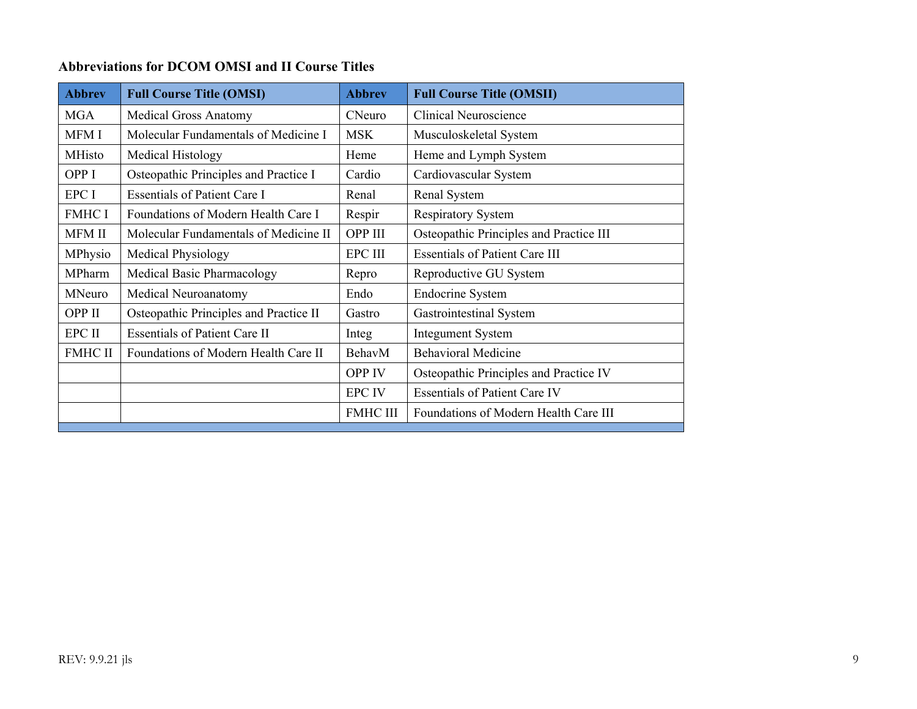**Abbreviations for DCOM OMSI and II Course Titles**

| Abbrev | Full Course Title (OMSI) | Abbrev | Full Course Title (OMSII) |
|---|---|---|---|
| MGA | Medical Gross Anatomy | CNeuro | Clinical Neuroscience |
| MFM I | Molecular Fundamentals of Medicine I | MSK | Musculoskeletal System |
| MHisto | Medical Histology | Heme | Heme and Lymph System |
| OPP I | Osteopathic Principles and Practice I | Cardio | Cardiovascular System |
| EPC I | Essentials of Patient Care I | Renal | Renal System |
| FMHC I | Foundations of Modern Health Care I | Respir | Respiratory System |
| MFM II | Molecular Fundamentals of Medicine II | OPP III | Osteopathic Principles and Practice III |
| MPhysio | Medical Physiology | EPC III | Essentials of Patient Care III |
| MPharm | Medical Basic Pharmacology | Repro | Reproductive GU System |
| MNeuro | Medical Neuroanatomy | Endo | Endocrine System |
| OPP II | Osteopathic Principles and Practice II | Gastro | Gastrointestinal System |
| EPC II | Essentials of Patient Care II | Integ | Integument System |
| FMHC II | Foundations of Modern Health Care II | BehavM | Behavioral Medicine |
| | | OPP IV | Osteopathic Principles and Practice IV |
| | | EPC IV | Essentials of Patient Care IV |
| | | FMHC III | Foundations of Modern Health Care III |

REV: 9.9.21 jls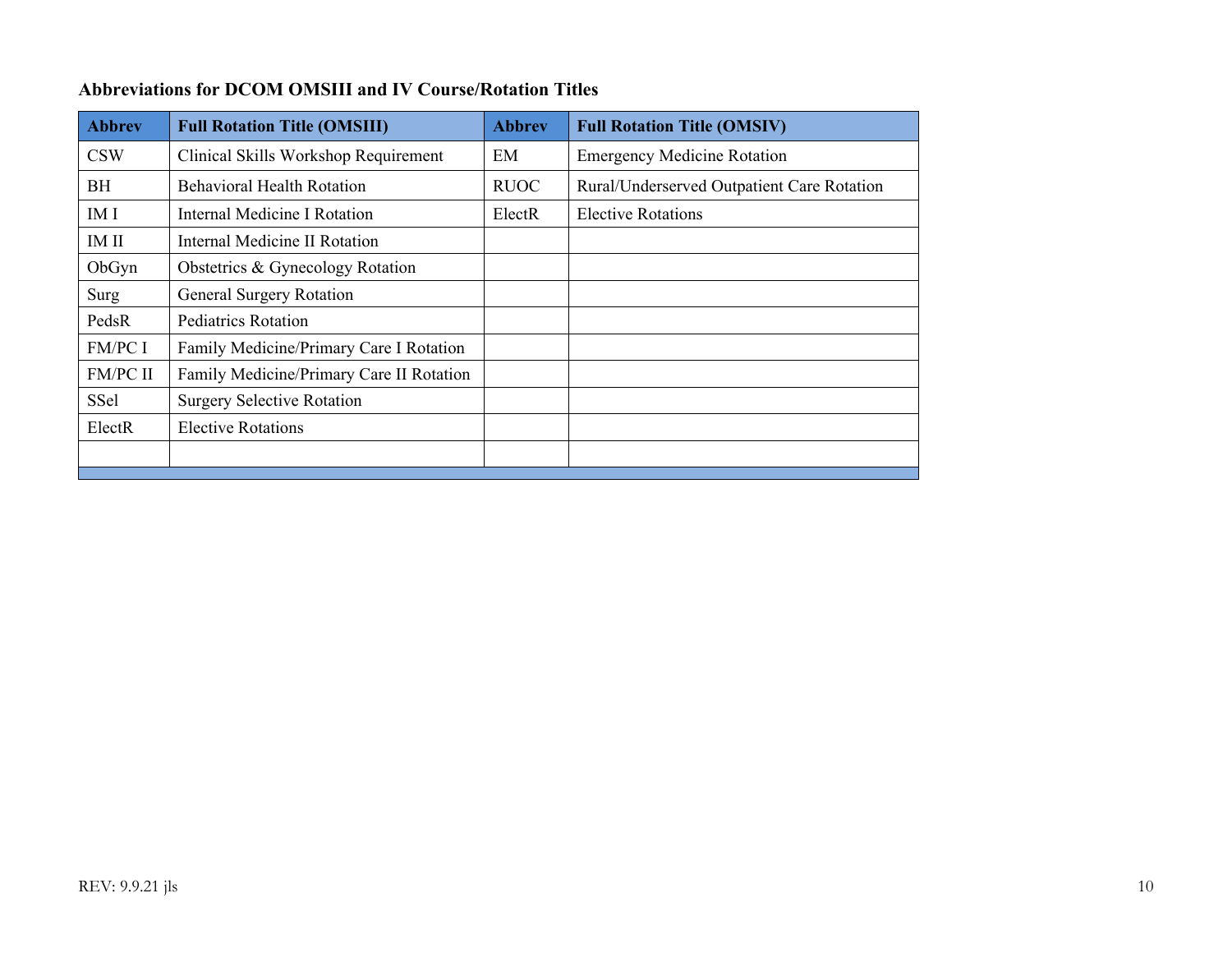**Abbreviations for DCOM OMSIII and IV Course/Rotation Titles**

| Abbrev | Full Rotation Title (OMSIII) | Abbrev | Full Rotation Title (OMSIV) |
|---|---|---|---|
| CSW | Clinical Skills Workshop Requirement | EM | Emergency Medicine Rotation |
| BH | Behavioral Health Rotation | RUOC | Rural/Underserved Outpatient Care Rotation |
| IM I | Internal Medicine I Rotation | ElectR | Elective Rotations |
| IM II | Internal Medicine II Rotation | | |
| ObGyn | Obstetrics & Gynecology Rotation | | |
| Surg | General Surgery Rotation | | |
| PedsR | Pediatrics Rotation | | |
| FM/PC I | Family Medicine/Primary Care I Rotation | | |
| FM/PC II | Family Medicine/Primary Care II Rotation | | |
| SSel | Surgery Selective Rotation | | |
| ElectR | Elective Rotations | | |
| | | | |

REV: 9.9.21 jls